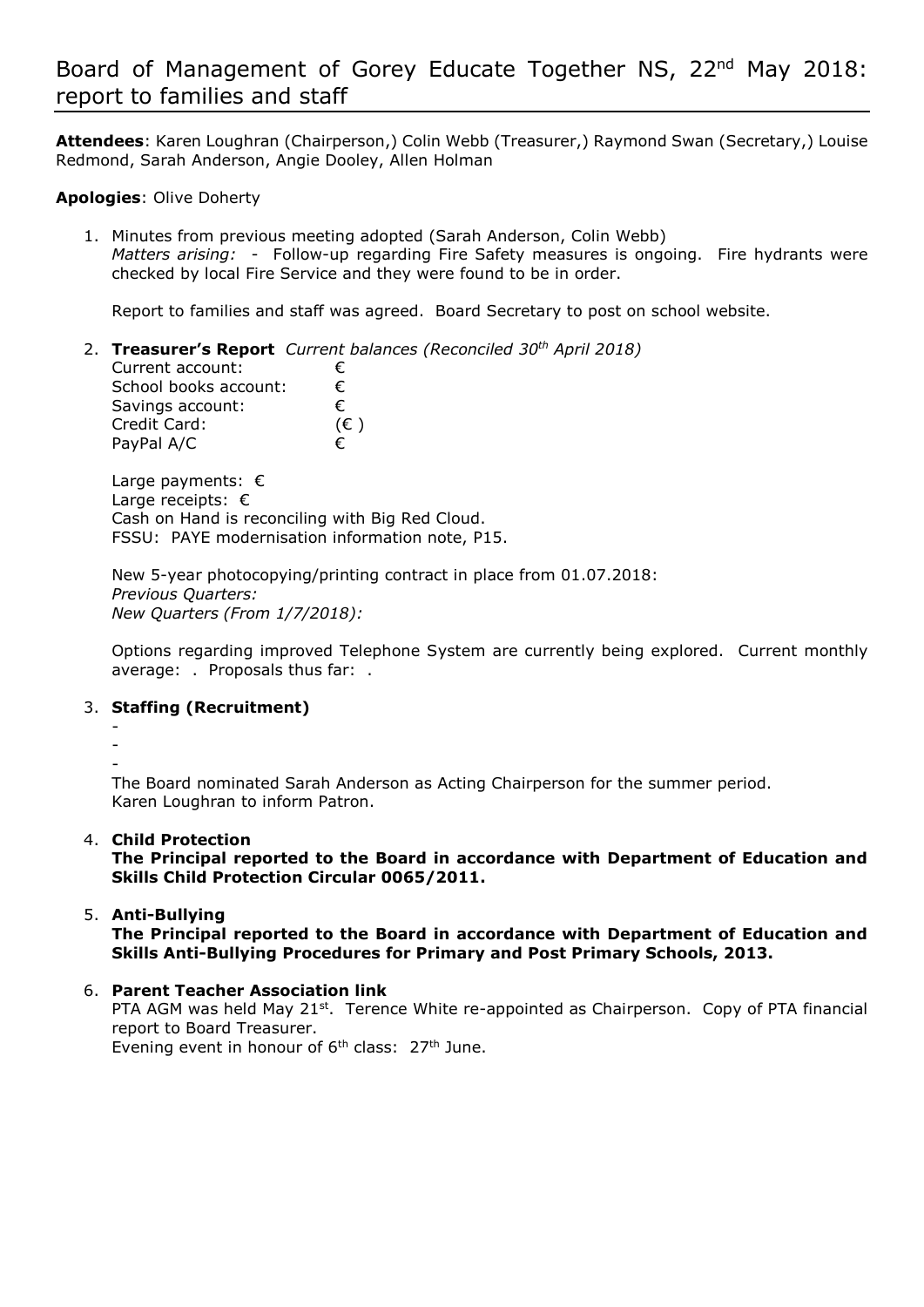# Board of Management of Gorey Educate Together NS, 22nd May 2018: report to families and staff

**Attendees**: Karen Loughran (Chairperson,) Colin Webb (Treasurer,) Raymond Swan (Secretary,) Louise Redmond, Sarah Anderson, Angie Dooley, Allen Holman

**Apologies**: Olive Doherty

1. Minutes from previous meeting adopted (Sarah Anderson, Colin Webb)
   *Matters arising:* - Follow-up regarding Fire Safety measures is ongoing. Fire hydrants were checked by local Fire Service and they were found to be in order.

   Report to families and staff was agreed. Board Secretary to post on school website.

2. **Treasurer's Report** *Current balances (Reconciled 30th April 2018)*

   | | |
   |---|---|
   | Current account: | € |
   | School books account: | € |
   | Savings account: | € |
   | Credit Card: | (€ ) |
   | PayPal A/C | € |

   Large payments: €
   Large receipts: €
   Cash on Hand is reconciling with Big Red Cloud.
   FSSU: PAYE modernisation information note, P15.

   New 5-year photocopying/printing contract in place from 01.07.2018:
   *Previous Quarters:*
   *New Quarters (From 1/7/2018):*

   Options regarding improved Telephone System are currently being explored. Current monthly average: . Proposals thus far: .

3. **Staffing (Recruitment)**
   -
   -
   -

   The Board nominated Sarah Anderson as Acting Chairperson for the summer period.
   Karen Loughran to inform Patron.

4. **Child Protection**
   **The Principal reported to the Board in accordance with Department of Education and Skills Child Protection Circular 0065/2011.**

5. **Anti-Bullying**
   **The Principal reported to the Board in accordance with Department of Education and Skills Anti-Bullying Procedures for Primary and Post Primary Schools, 2013.**

6. **Parent Teacher Association link**
   PTA AGM was held May 21st. Terence White re-appointed as Chairperson. Copy of PTA financial report to Board Treasurer.
   Evening event in honour of 6th class: 27th June.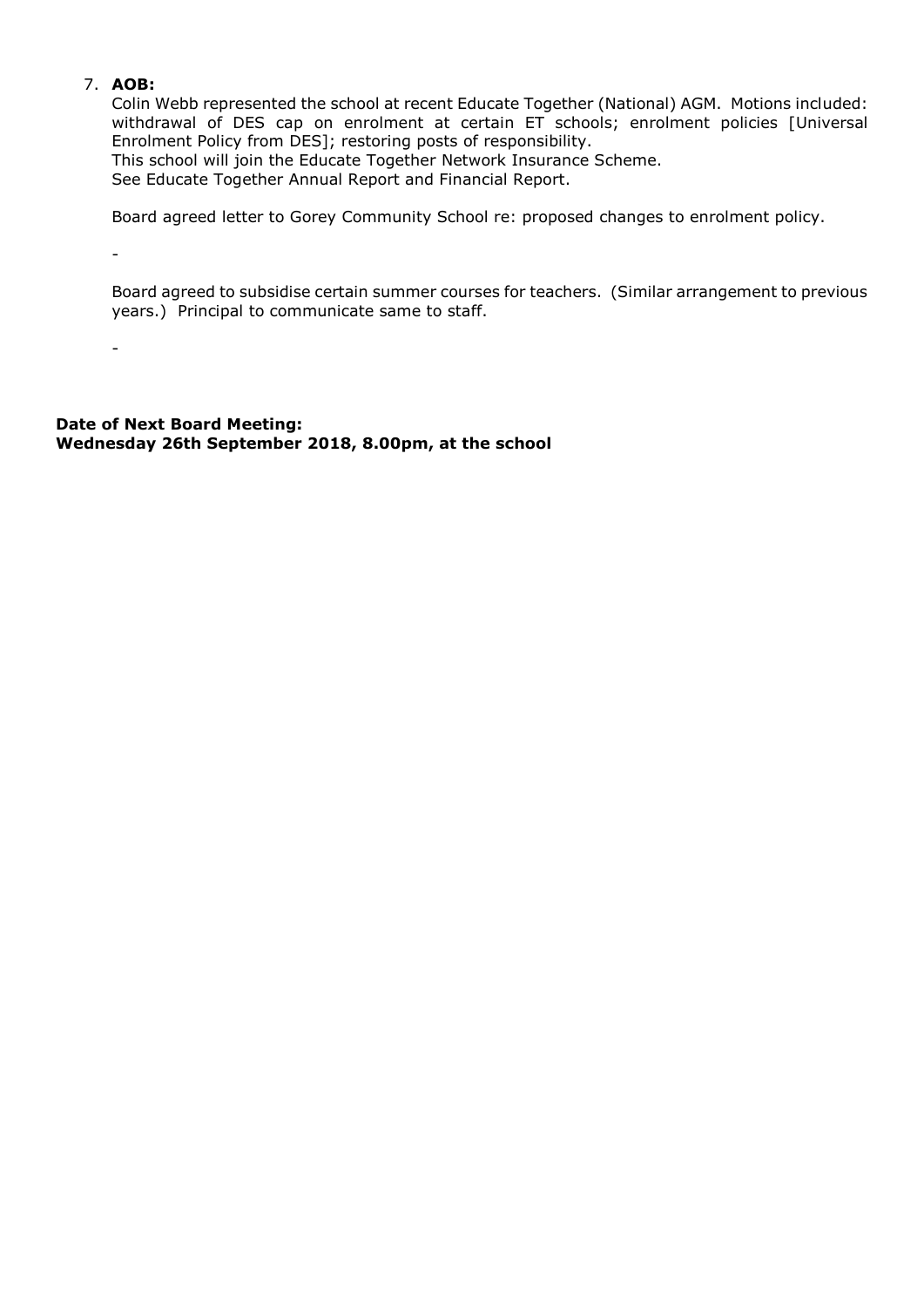7. **AOB:**

   Colin Webb represented the school at recent Educate Together (National) AGM. Motions included: withdrawal of DES cap on enrolment at certain ET schools; enrolment policies [Universal Enrolment Policy from DES]; restoring posts of responsibility.
   This school will join the Educate Together Network Insurance Scheme.
   See Educate Together Annual Report and Financial Report.

   Board agreed letter to Gorey Community School re: proposed changes to enrolment policy.

   -

   Board agreed to subsidise certain summer courses for teachers. (Similar arrangement to previous years.) Principal to communicate same to staff.

   -

**Date of Next Board Meeting:**
**Wednesday 26th September 2018, 8.00pm, at the school**